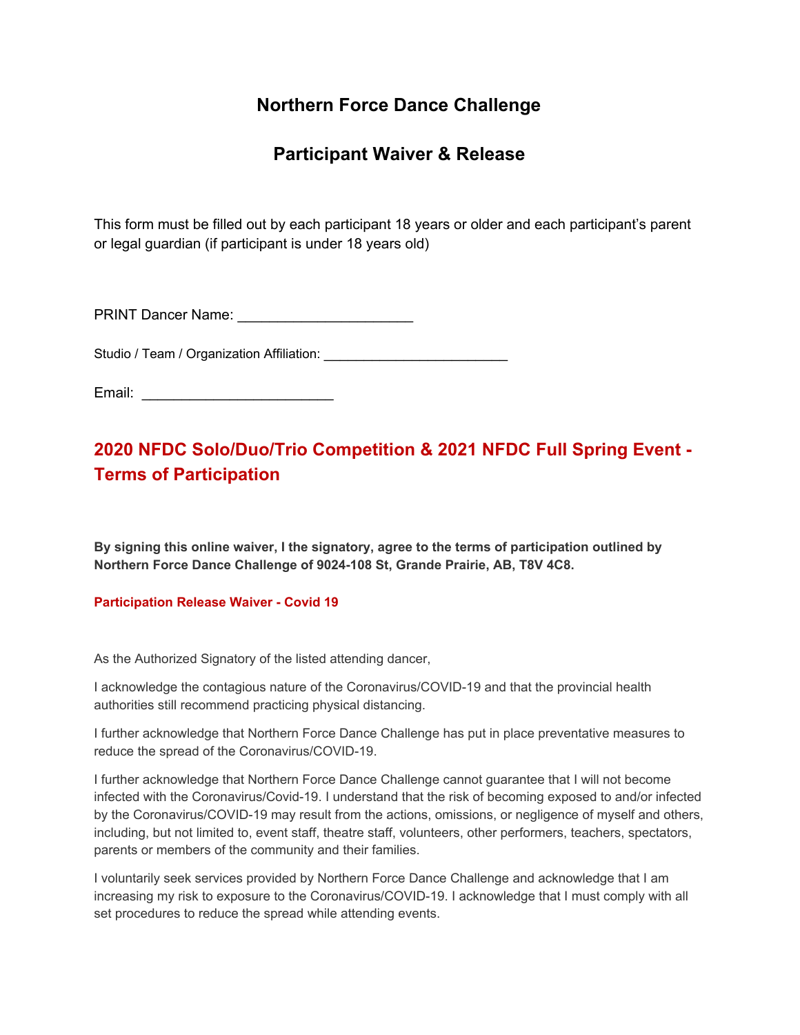# Northern Force Dance Challenge

# Participant Waiver & Release

This form must be filled out by each participant 18 years or older and each participant's parent or legal guardian (if participant is under 18 years old)

PRINT Dancer Name: ______________________

Studio / Team / Organization Affiliation: ________________________

Email: ________________________

## 2020 NFDC Solo/Duo/Trio Competition & 2021 NFDC Full Spring Event - Terms of Participation

**By signing this online waiver, I the signatory, agree to the terms of participation outlined by Northern Force Dance Challenge of 9024-108 St, Grande Prairie, AB, T8V 4C8.**

### Participation Release Waiver - Covid 19

As the Authorized Signatory of the listed attending dancer,

I acknowledge the contagious nature of the Coronavirus/COVID-19 and that the provincial health authorities still recommend practicing physical distancing.

I further acknowledge that Northern Force Dance Challenge has put in place preventative measures to reduce the spread of the Coronavirus/COVID-19.

I further acknowledge that Northern Force Dance Challenge cannot guarantee that I will not become infected with the Coronavirus/Covid-19. I understand that the risk of becoming exposed to and/or infected by the Coronavirus/COVID-19 may result from the actions, omissions, or negligence of myself and others, including, but not limited to, event staff, theatre staff, volunteers, other performers, teachers, spectators, parents or members of the community and their families.

I voluntarily seek services provided by Northern Force Dance Challenge and acknowledge that I am increasing my risk to exposure to the Coronavirus/COVID-19. I acknowledge that I must comply with all set procedures to reduce the spread while attending events.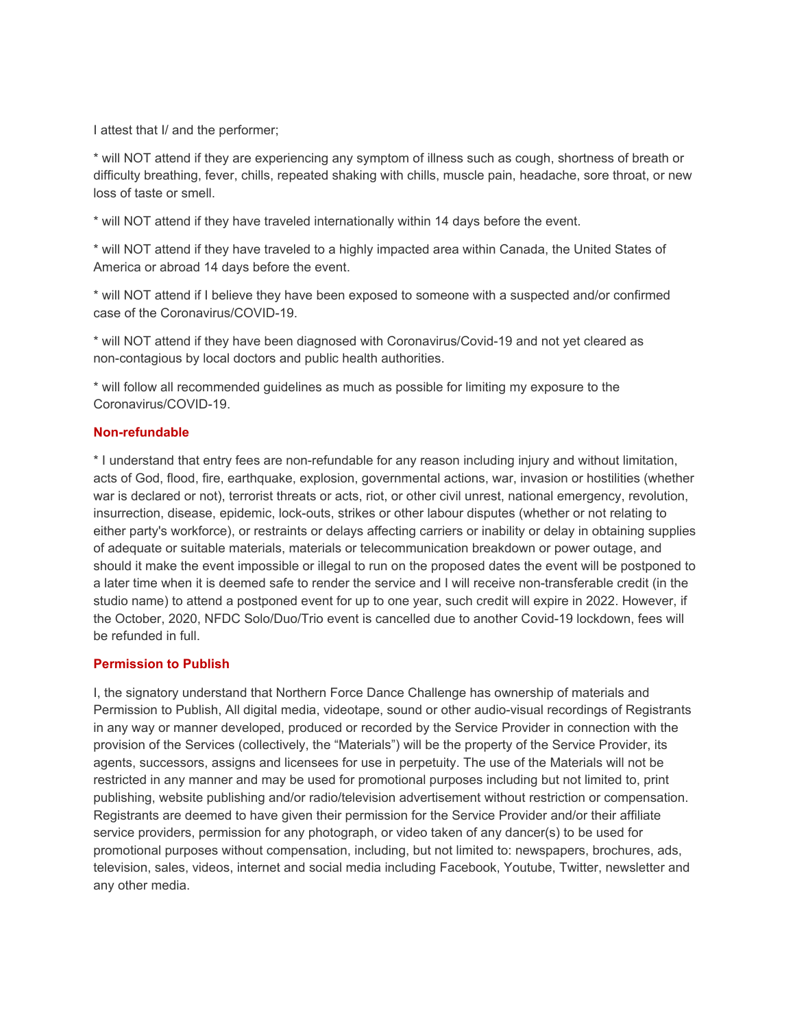I attest that I/ and the performer;

* will NOT attend if they are experiencing any symptom of illness such as cough, shortness of breath or difficulty breathing, fever, chills, repeated shaking with chills, muscle pain, headache, sore throat, or new loss of taste or smell.

* will NOT attend if they have traveled internationally within 14 days before the event.

* will NOT attend if they have traveled to a highly impacted area within Canada, the United States of America or abroad 14 days before the event.

* will NOT attend if I believe they have been exposed to someone with a suspected and/or confirmed case of the Coronavirus/COVID-19.

* will NOT attend if they have been diagnosed with Coronavirus/Covid-19 and not yet cleared as non-contagious by local doctors and public health authorities.

* will follow all recommended guidelines as much as possible for limiting my exposure to the Coronavirus/COVID-19.

### Non-refundable

* I understand that entry fees are non-refundable for any reason including injury and without limitation, acts of God, flood, fire, earthquake, explosion, governmental actions, war, invasion or hostilities (whether war is declared or not), terrorist threats or acts, riot, or other civil unrest, national emergency, revolution, insurrection, disease, epidemic, lock-outs, strikes or other labour disputes (whether or not relating to either party's workforce), or restraints or delays affecting carriers or inability or delay in obtaining supplies of adequate or suitable materials, materials or telecommunication breakdown or power outage, and should it make the event impossible or illegal to run on the proposed dates the event will be postponed to a later time when it is deemed safe to render the service and I will receive non-transferable credit (in the studio name) to attend a postponed event for up to one year, such credit will expire in 2022. However, if the October, 2020, NFDC Solo/Duo/Trio event is cancelled due to another Covid-19 lockdown, fees will be refunded in full.

### Permission to Publish

I, the signatory understand that Northern Force Dance Challenge has ownership of materials and Permission to Publish, All digital media, videotape, sound or other audio-visual recordings of Registrants in any way or manner developed, produced or recorded by the Service Provider in connection with the provision of the Services (collectively, the "Materials") will be the property of the Service Provider, its agents, successors, assigns and licensees for use in perpetuity. The use of the Materials will not be restricted in any manner and may be used for promotional purposes including but not limited to, print publishing, website publishing and/or radio/television advertisement without restriction or compensation. Registrants are deemed to have given their permission for the Service Provider and/or their affiliate service providers, permission for any photograph, or video taken of any dancer(s) to be used for promotional purposes without compensation, including, but not limited to: newspapers, brochures, ads, television, sales, videos, internet and social media including Facebook, Youtube, Twitter, newsletter and any other media.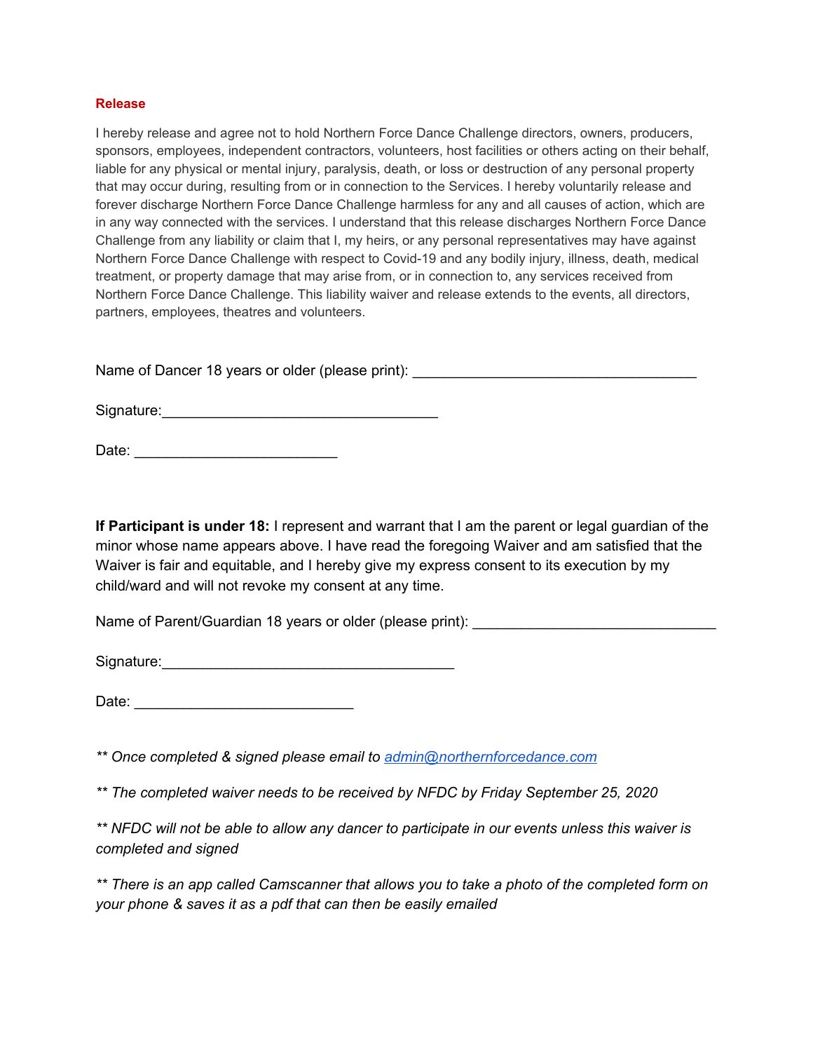**Release**

I hereby release and agree not to hold Northern Force Dance Challenge directors, owners, producers, sponsors, employees, independent contractors, volunteers, host facilities or others acting on their behalf, liable for any physical or mental injury, paralysis, death, or loss or destruction of any personal property that may occur during, resulting from or in connection to the Services. I hereby voluntarily release and forever discharge Northern Force Dance Challenge harmless for any and all causes of action, which are in any way connected with the services. I understand that this release discharges Northern Force Dance Challenge from any liability or claim that I, my heirs, or any personal representatives may have against Northern Force Dance Challenge with respect to Covid-19 and any bodily injury, illness, death, medical treatment, or property damage that may arise from, or in connection to, any services received from Northern Force Dance Challenge. This liability waiver and release extends to the events, all directors, partners, employees, theatres and volunteers.

Name of Dancer 18 years or older (please print): ___________________________________

Signature:__________________________________

Date: _________________________

**If Participant is under 18:** I represent and warrant that I am the parent or legal guardian of the minor whose name appears above. I have read the foregoing Waiver and am satisfied that the Waiver is fair and equitable, and I hereby give my express consent to its execution by my child/ward and will not revoke my consent at any time.

Name of Parent/Guardian 18 years or older (please print): ______________________________

Signature:____________________________________

Date: ___________________________

*** Once completed & signed please email to admin@northernforcedance.com*

*** The completed waiver needs to be received by NFDC by Friday September 25, 2020*

*** NFDC will not be able to allow any dancer to participate in our events unless this waiver is completed and signed*

*** There is an app called Camscanner that allows you to take a photo of the completed form on your phone & saves it as a pdf that can then be easily emailed*